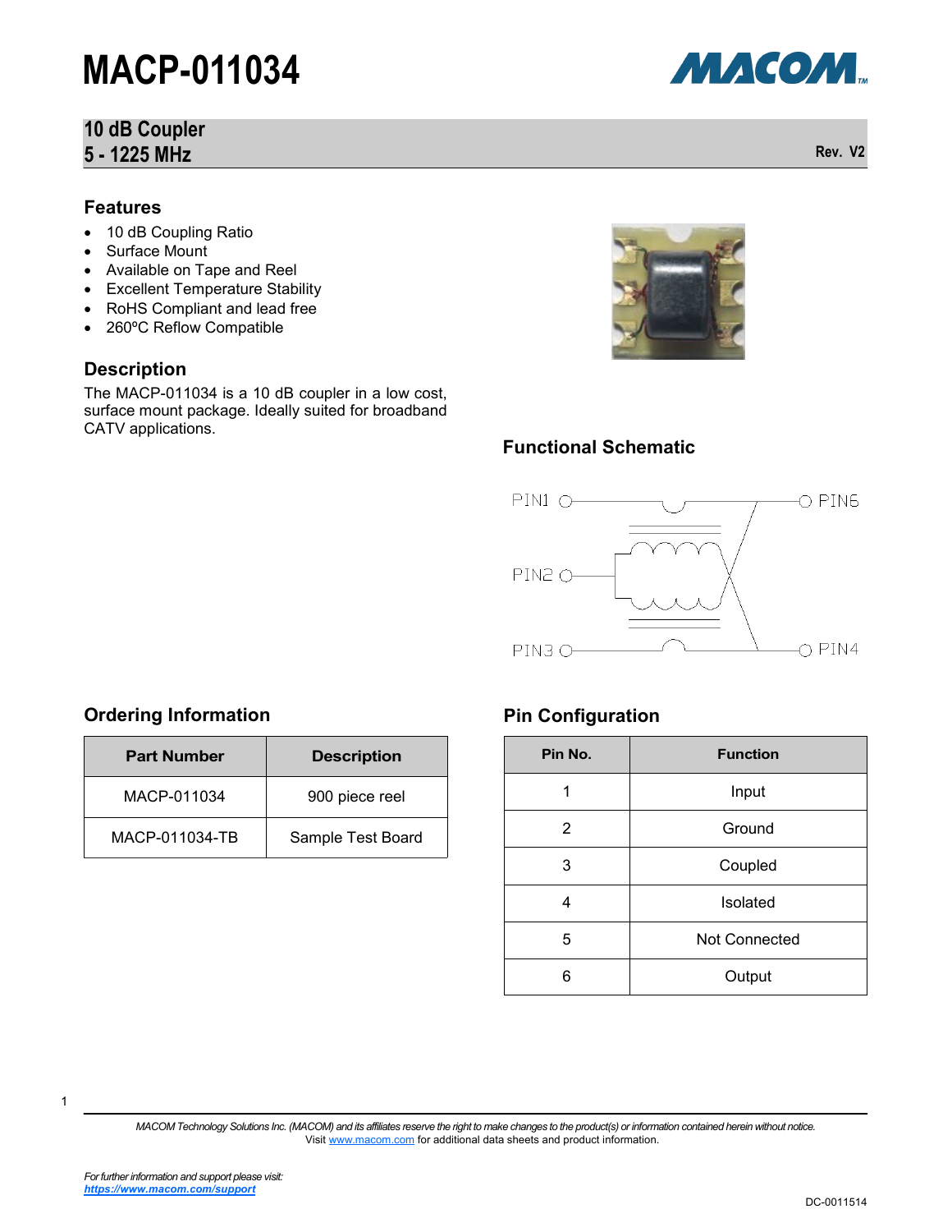# MACP-011034

## 10 dB Coupler
## 5 - 1225 MHz

Rev. V2

### Features

- 10 dB Coupling Ratio
- Surface Mount
- Available on Tape and Reel
- Excellent Temperature Stability
- RoHS Compliant and lead free
- 260ºC Reflow Compatible

### Description

The MACP-011034 is a 10 dB coupler in a low cost, surface mount package. Ideally suited for broadband CATV applications.

### Functional Schematic

PIN1, PIN2, PIN3, PIN4, PIN6

### Ordering Information

| Part Number | Description |
|---|---|
| MACP-011034 | 900 piece reel |
| MACP-011034-TB | Sample Test Board |

### Pin Configuration

| Pin No. | Function |
|---|---|
| 1 | Input |
| 2 | Ground |
| 3 | Coupled |
| 4 | Isolated |
| 5 | Not Connected |
| 6 | Output |

*MACOM Technology Solutions Inc. (MACOM) and its affiliates reserve the right to make changes to the product(s) or information contained herein without notice.*
Visit www.macom.com for additional data sheets and product information.

*For further information and support please visit:*
***https://www.macom.com/support***

DC-0011514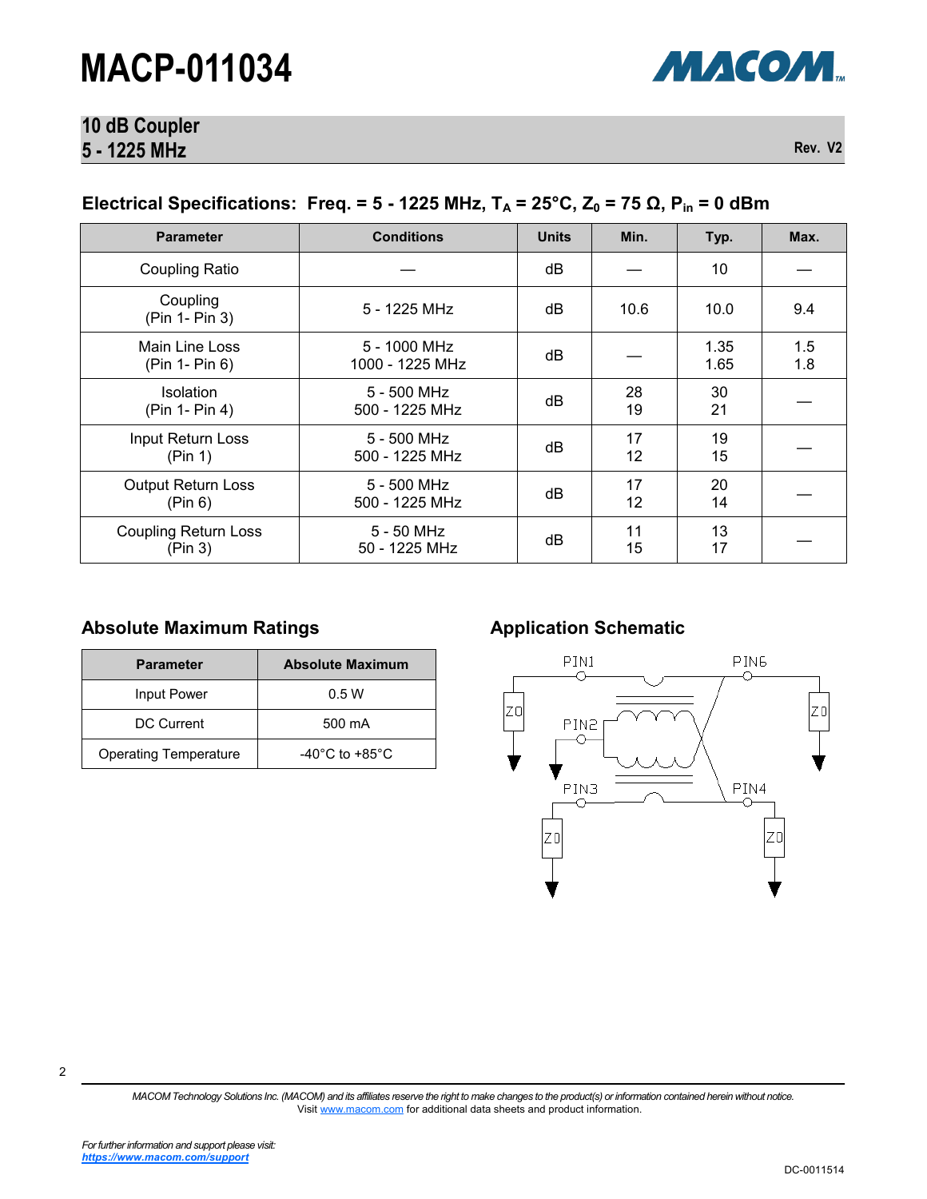# MACP-011034

## 10 dB Coupler
## 5 - 1225 MHz

Rev. V2

### Electrical Specifications: Freq. = 5 - 1225 MHz, $T_A$ = 25°C, $Z_0$ = 75 Ω, $P_{in}$ = 0 dBm

| Parameter | Conditions | Units | Min. | Typ. | Max. |
|---|---|---|---|---|---|
| Coupling Ratio | — | dB | — | 10 | — |
| Coupling (Pin 1- Pin 3) | 5 - 1225 MHz | dB | 10.6 | 10.0 | 9.4 |
| Main Line Loss (Pin 1- Pin 6) | 5 - 1000 MHz<br>1000 - 1225 MHz | dB | — | 1.35<br>1.65 | 1.5<br>1.8 |
| Isolation (Pin 1- Pin 4) | 5 - 500 MHz<br>500 - 1225 MHz | dB | 28<br>19 | 30<br>21 | — |
| Input Return Loss (Pin 1) | 5 - 500 MHz<br>500 - 1225 MHz | dB | 17<br>12 | 19<br>15 | — |
| Output Return Loss (Pin 6) | 5 - 500 MHz<br>500 - 1225 MHz | dB | 17<br>12 | 20<br>14 | — |
| Coupling Return Loss (Pin 3) | 5 - 50 MHz<br>50 - 1225 MHz | dB | 11<br>15 | 13<br>17 | — |

### Absolute Maximum Ratings

| Parameter | Absolute Maximum |
|---|---|
| Input Power | 0.5 W |
| DC Current | 500 mA |
| Operating Temperature | -40°C to +85°C |

### Application Schematic

PIN1 PIN6 PIN2 PIN3 PIN4 ZO ZO ZO ZO

*MACOM Technology Solutions Inc. (MACOM) and its affiliates reserve the right to make changes to the product(s) or information contained herein without notice.*
Visit www.macom.com for additional data sheets and product information.

*For further information and support please visit:*
***https://www.macom.com/support***

DC-0011514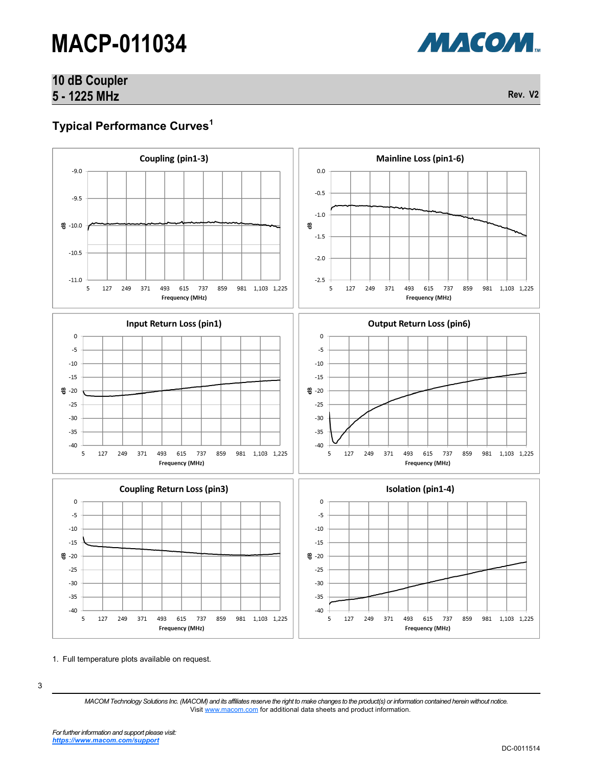# MACP-011034

## 10 dB Coupler
## 5 - 1225 MHz

Rev. V2

### Typical Performance Curves[1]

**Coupling (pin1-3)**

dB vs. Frequency (MHz): 5, 127, 249, 371, 493, 615, 737, 859, 981, 1,103, 1,225; dB axis -9.0 to -11.0

**Mainline Loss (pin1-6)**

dB vs. Frequency (MHz): 5, 127, 249, 371, 493, 615, 737, 859, 981, 1,103, 1,225; dB axis 0.0 to -2.5

**Input Return Loss (pin1)**

dB vs. Frequency (MHz): 5, 127, 249, 371, 493, 615, 737, 859, 981, 1,103, 1,225; dB axis 0 to -40

**Output Return Loss (pin6)**

dB vs. Frequency (MHz): 5, 127, 249, 371, 493, 615, 737, 859, 981, 1,103, 1,225; dB axis 0 to -40

**Coupling Return Loss (pin3)**

dB vs. Frequency (MHz): 5, 127, 249, 371, 493, 615, 737, 859, 981, 1,103, 1,225; dB axis 0 to -40

**Isolation (pin1-4)**

dB vs. Frequency (MHz): 5, 127, 249, 371, 493, 615, 737, 859, 981, 1,103, 1,225; dB axis 0 to -40

1. Full temperature plots available on request.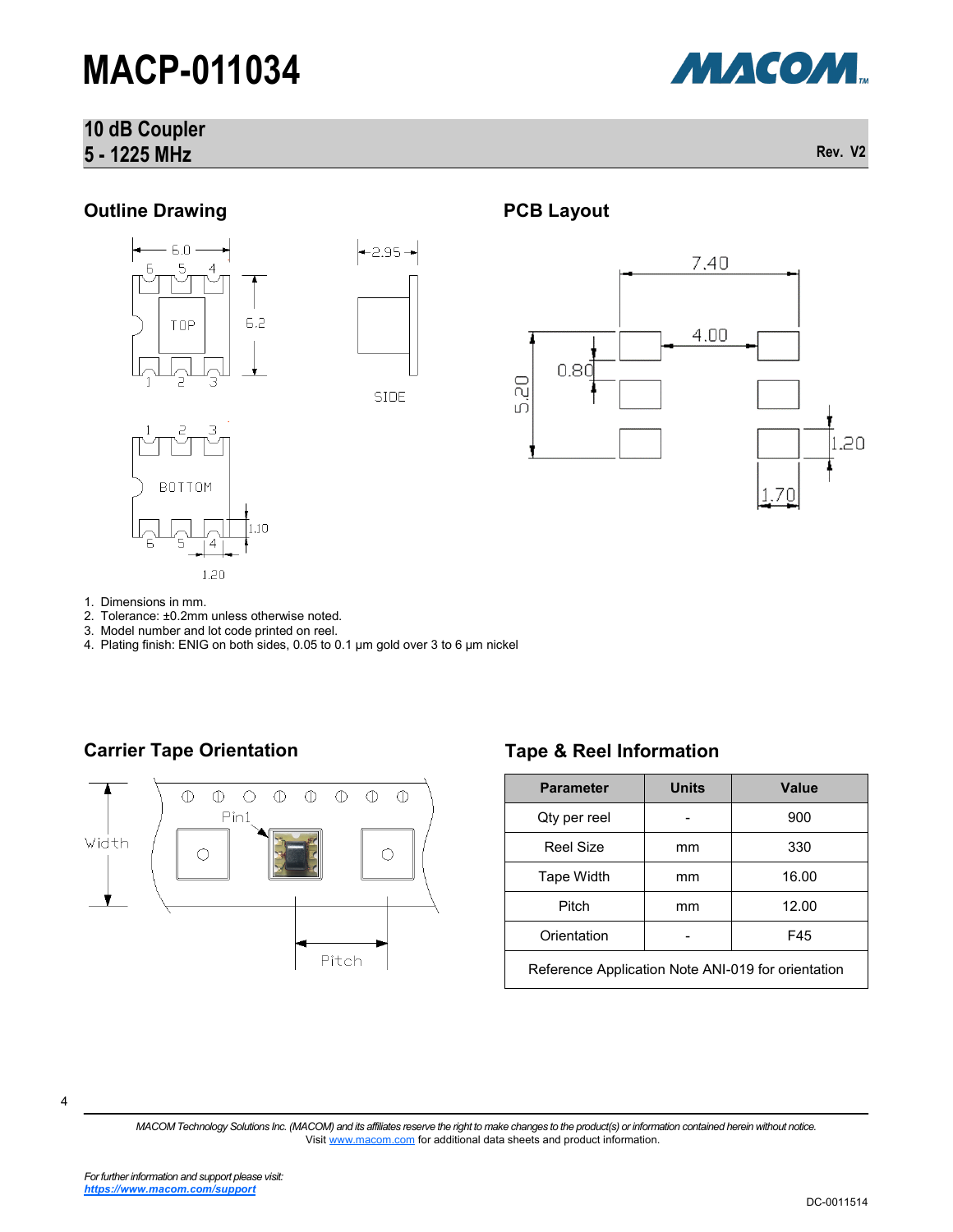# MACP-011034

## 10 dB Coupler
## 5 - 1225 MHz

Rev. V2

### Outline Drawing

### PCB Layout

1. Dimensions in mm.
2. Tolerance: ±0.2mm unless otherwise noted.
3. Model number and lot code printed on reel.
4. Plating finish: ENIG on both sides, 0.05 to 0.1 µm gold over 3 to 6 µm nickel

### Carrier Tape Orientation

### Tape & Reel Information

| Parameter | Units | Value |
|---|---|---|
| Qty per reel | - | 900 |
| Reel Size | mm | 330 |
| Tape Width | mm | 16.00 |
| Pitch | mm | 12.00 |
| Orientation | - | F45 |
| Reference Application Note ANI-019 for orientation | | |

*MACOM Technology Solutions Inc. (MACOM) and its affiliates reserve the right to make changes to the product(s) or information contained herein without notice.*
Visit www.macom.com for additional data sheets and product information.

*For further information and support please visit:*
***https://www.macom.com/support***

DC-0011514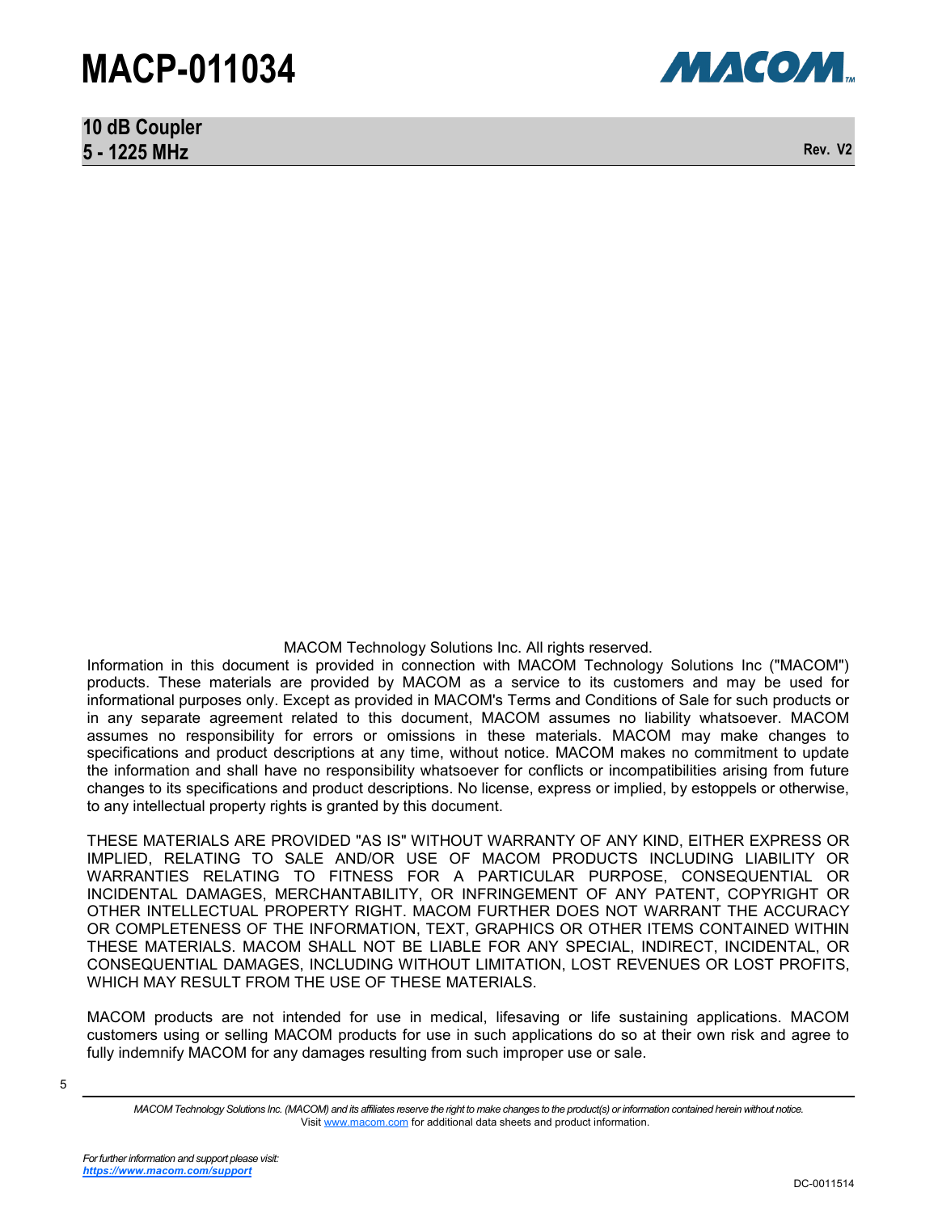MACOM Technology Solutions Inc. All rights reserved.

Information in this document is provided in connection with MACOM Technology Solutions Inc ("MACOM") products. These materials are provided by MACOM as a service to its customers and may be used for informational purposes only. Except as provided in MACOM's Terms and Conditions of Sale for such products or in any separate agreement related to this document, MACOM assumes no liability whatsoever. MACOM assumes no responsibility for errors or omissions in these materials. MACOM may make changes to specifications and product descriptions at any time, without notice. MACOM makes no commitment to update the information and shall have no responsibility whatsoever for conflicts or incompatibilities arising from future changes to its specifications and product descriptions. No license, express or implied, by estoppels or otherwise, to any intellectual property rights is granted by this document.

THESE MATERIALS ARE PROVIDED "AS IS" WITHOUT WARRANTY OF ANY KIND, EITHER EXPRESS OR IMPLIED, RELATING TO SALE AND/OR USE OF MACOM PRODUCTS INCLUDING LIABILITY OR WARRANTIES RELATING TO FITNESS FOR A PARTICULAR PURPOSE, CONSEQUENTIAL OR INCIDENTAL DAMAGES, MERCHANTABILITY, OR INFRINGEMENT OF ANY PATENT, COPYRIGHT OR OTHER INTELLECTUAL PROPERTY RIGHT. MACOM FURTHER DOES NOT WARRANT THE ACCURACY OR COMPLETENESS OF THE INFORMATION, TEXT, GRAPHICS OR OTHER ITEMS CONTAINED WITHIN THESE MATERIALS. MACOM SHALL NOT BE LIABLE FOR ANY SPECIAL, INDIRECT, INCIDENTAL, OR CONSEQUENTIAL DAMAGES, INCLUDING WITHOUT LIMITATION, LOST REVENUES OR LOST PROFITS, WHICH MAY RESULT FROM THE USE OF THESE MATERIALS.

MACOM products are not intended for use in medical, lifesaving or life sustaining applications. MACOM customers using or selling MACOM products for use in such applications do so at their own risk and agree to fully indemnify MACOM for any damages resulting from such improper use or sale.